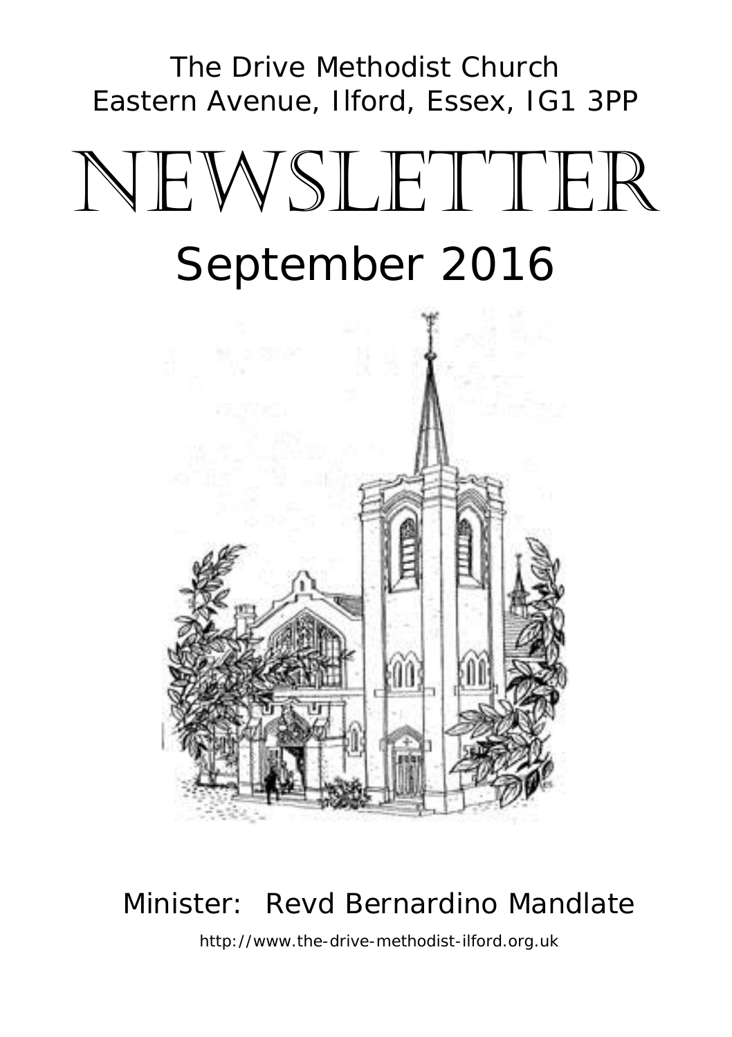The Drive Methodist Church
Eastern Avenue, Ilford, Essex, IG1 3PP

# NEWSLETTER

## September 2016

Minister: Revd Bernardino Mandlate

http://www.the-drive-methodist-ilford.org.uk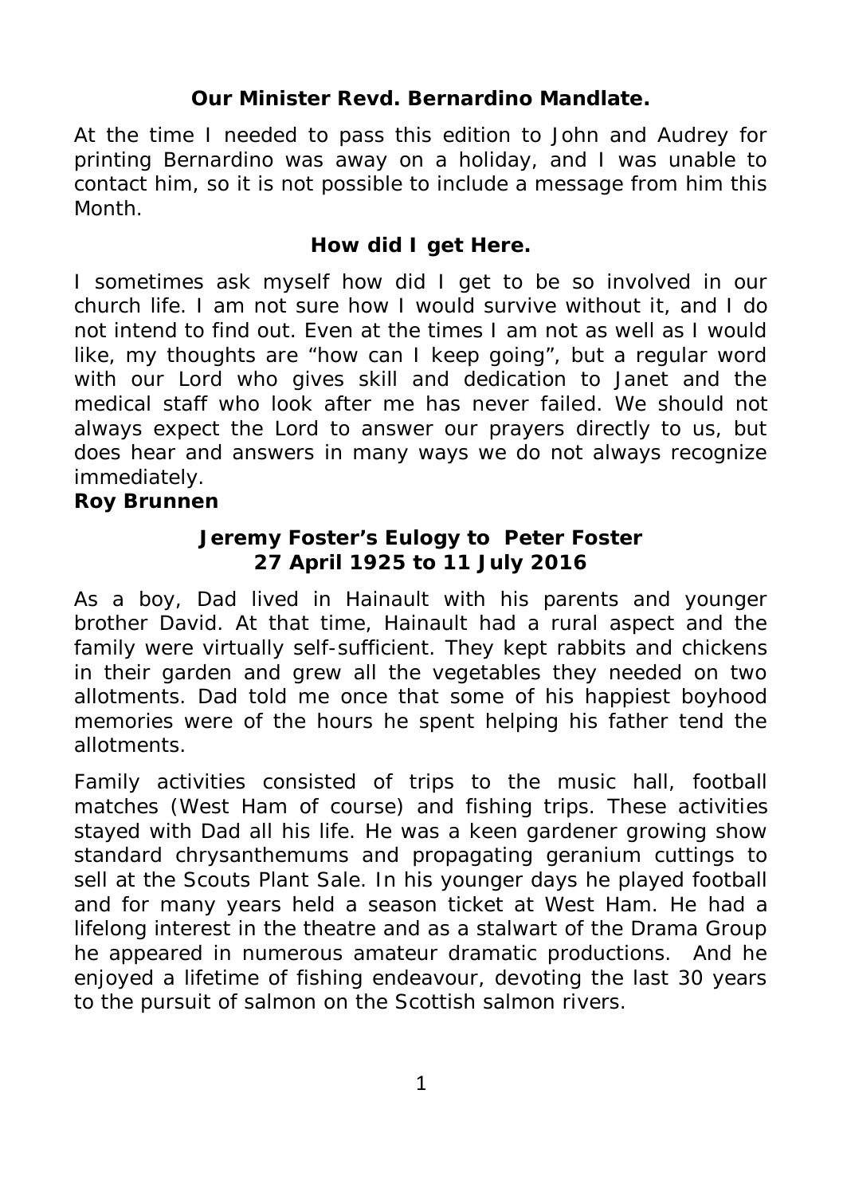## Our Minister Revd. Bernardino Mandlate.

At the time I needed to pass this edition to John and Audrey for printing Bernardino was away on a holiday, and I was unable to contact him, so it is not possible to include a message from him this Month.

## How did I get Here.

I sometimes ask myself how did I get to be so involved in our church life. I am not sure how I would survive without it, and I do not intend to find out. Even at the times I am not as well as I would like, my thoughts are "how can I keep going", but a regular word with our Lord who gives skill and dedication to Janet and the medical staff who look after me has never failed. We should not always expect the Lord to answer our prayers directly to us, but does hear and answers in many ways we do not always recognize immediately.

**Roy Brunnen**

## Jeremy Foster's Eulogy to Peter Foster
## 27 April 1925 to 11 July 2016

As a boy, Dad lived in Hainault with his parents and younger brother David. At that time, Hainault had a rural aspect and the family were virtually self-sufficient. They kept rabbits and chickens in their garden and grew all the vegetables they needed on two allotments. Dad told me once that some of his happiest boyhood memories were of the hours he spent helping his father tend the allotments.

Family activities consisted of trips to the music hall, football matches (West Ham of course) and fishing trips. These activities stayed with Dad all his life. He was a keen gardener growing show standard chrysanthemums and propagating geranium cuttings to sell at the Scouts Plant Sale. In his younger days he played football and for many years held a season ticket at West Ham. He had a lifelong interest in the theatre and as a stalwart of the Drama Group he appeared in numerous amateur dramatic productions. And he enjoyed a lifetime of fishing endeavour, devoting the last 30 years to the pursuit of salmon on the Scottish salmon rivers.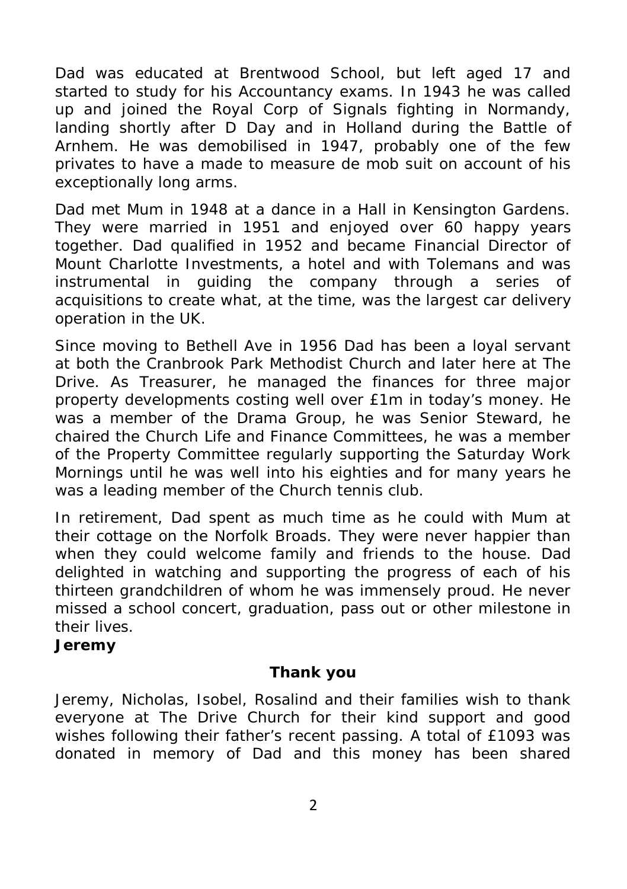Dad was educated at Brentwood School, but left aged 17 and started to study for his Accountancy exams. In 1943 he was called up and joined the Royal Corp of Signals fighting in Normandy, landing shortly after D Day and in Holland during the Battle of Arnhem. He was demobilised in 1947, probably one of the few privates to have a made to measure de mob suit on account of his exceptionally long arms.

Dad met Mum in 1948 at a dance in a Hall in Kensington Gardens. They were married in 1951 and enjoyed over 60 happy years together. Dad qualified in 1952 and became Financial Director of Mount Charlotte Investments, a hotel and with Tolemans and was instrumental in guiding the company through a series of acquisitions to create what, at the time, was the largest car delivery operation in the UK.

Since moving to Bethell Ave in 1956 Dad has been a loyal servant at both the Cranbrook Park Methodist Church and later here at The Drive. As Treasurer, he managed the finances for three major property developments costing well over £1m in today's money. He was a member of the Drama Group, he was Senior Steward, he chaired the Church Life and Finance Committees, he was a member of the Property Committee regularly supporting the Saturday Work Mornings until he was well into his eighties and for many years he was a leading member of the Church tennis club.

In retirement, Dad spent as much time as he could with Mum at their cottage on the Norfolk Broads. They were never happier than when they could welcome family and friends to the house. Dad delighted in watching and supporting the progress of each of his thirteen grandchildren of whom he was immensely proud. He never missed a school concert, graduation, pass out or other milestone in their lives.

**Jeremy**

## Thank you

Jeremy, Nicholas, Isobel, Rosalind and their families wish to thank everyone at The Drive Church for their kind support and good wishes following their father's recent passing. A total of £1093 was donated in memory of Dad and this money has been shared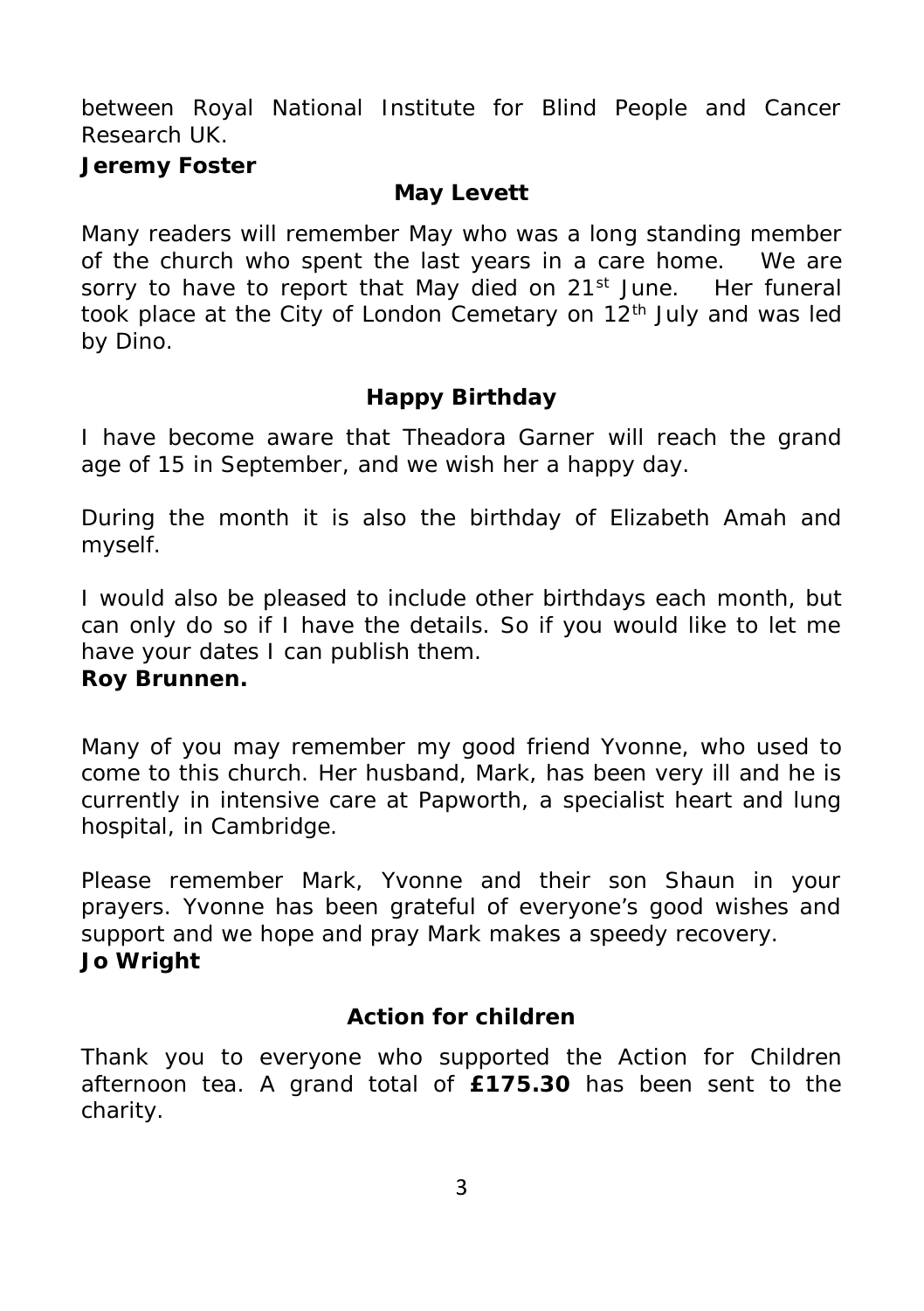between Royal National Institute for Blind People and Cancer Research UK.

**Jeremy Foster**

## May Levett

Many readers will remember May who was a long standing member of the church who spent the last years in a care home. We are sorry to have to report that May died on 21st June. Her funeral took place at the City of London Cemetary on 12th July and was led by Dino.

## Happy Birthday

I have become aware that Theadora Garner will reach the grand age of 15 in September, and we wish her a happy day.

During the month it is also the birthday of Elizabeth Amah and myself.

I would also be pleased to include other birthdays each month, but can only do so if I have the details. So if you would like to let me have your dates I can publish them.

**Roy Brunnen.**

Many of you may remember my good friend Yvonne, who used to come to this church. Her husband, Mark, has been very ill and he is currently in intensive care at Papworth, a specialist heart and lung hospital, in Cambridge.

Please remember Mark, Yvonne and their son Shaun in your prayers. Yvonne has been grateful of everyone's good wishes and support and we hope and pray Mark makes a speedy recovery.

**Jo Wright**

## Action for children

Thank you to everyone who supported the Action for Children afternoon tea. A grand total of **£175.30** has been sent to the charity.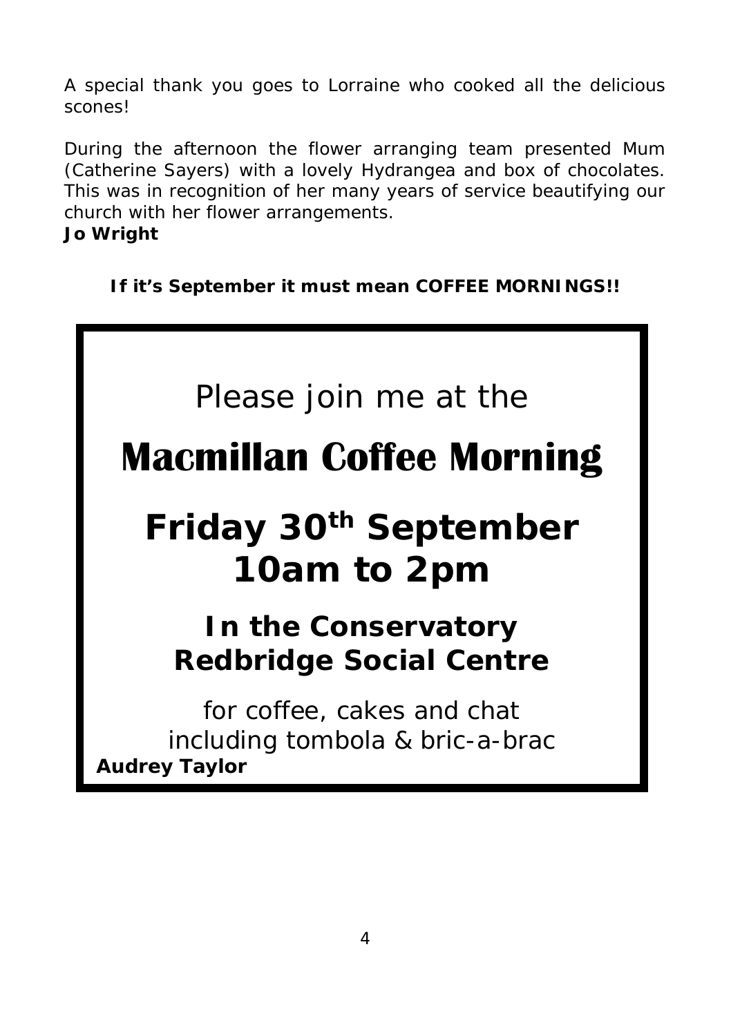A special thank you goes to Lorraine who cooked all the delicious scones!

During the afternoon the flower arranging team presented Mum (Catherine Sayers) with a lovely Hydrangea and box of chocolates. This was in recognition of her many years of service beautifying our church with her flower arrangements.

**Jo Wright**

**If it's September it must mean COFFEE MORNINGS!!**

Please join me at the

# Macmillan Coffee Morning

# Friday 30th September 10am to 2pm

## In the Conservatory Redbridge Social Centre

for coffee, cakes and chat
including tombola & bric-a-brac

**Audrey Taylor**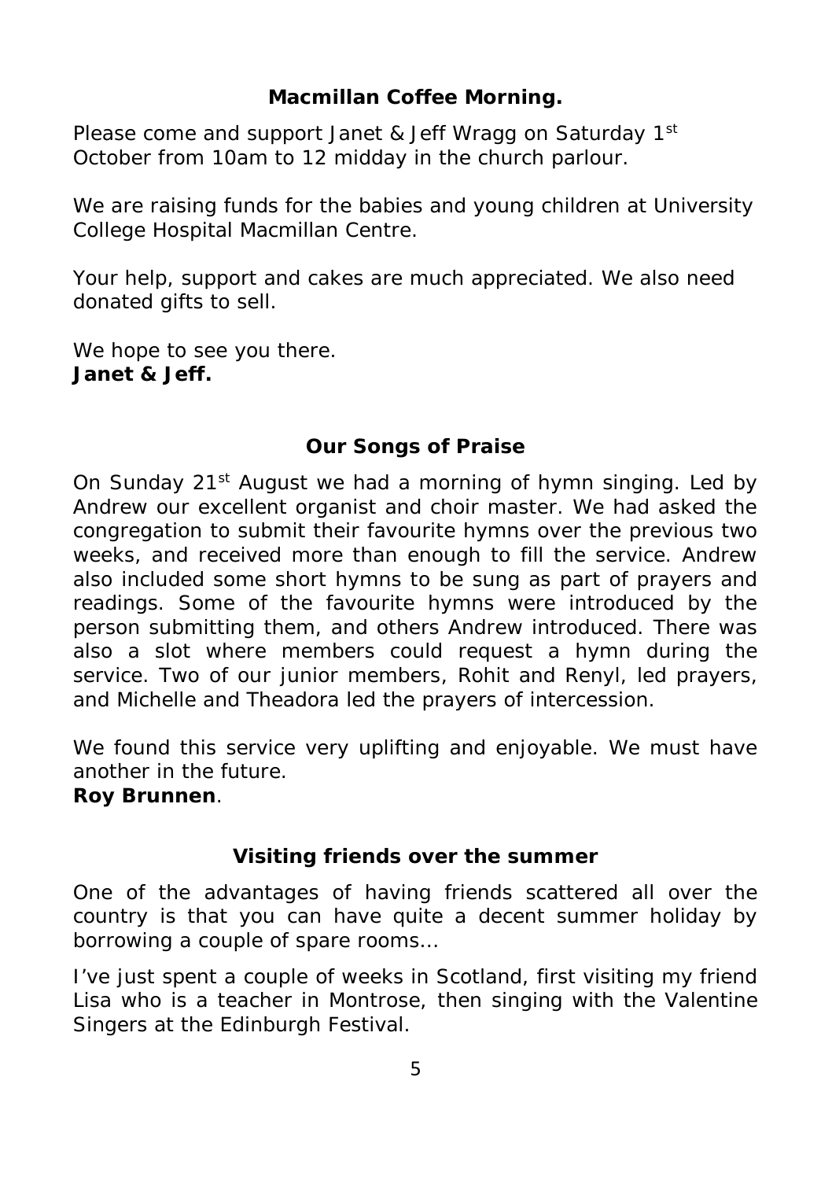## Macmillan Coffee Morning.

Please come and support Janet & Jeff Wragg on Saturday 1st October from 10am to 12 midday in the church parlour.

We are raising funds for the babies and young children at University College Hospital Macmillan Centre.

Your help, support and cakes are much appreciated. We also need donated gifts to sell.

We hope to see you there.
**Janet & Jeff.**

## Our Songs of Praise

On Sunday 21st August we had a morning of hymn singing. Led by Andrew our excellent organist and choir master. We had asked the congregation to submit their favourite hymns over the previous two weeks, and received more than enough to fill the service. Andrew also included some short hymns to be sung as part of prayers and readings. Some of the favourite hymns were introduced by the person submitting them, and others Andrew introduced. There was also a slot where members could request a hymn during the service. Two of our junior members, Rohit and Renyl, led prayers, and Michelle and Theadora led the prayers of intercession.

We found this service very uplifting and enjoyable. We must have another in the future.
**Roy Brunnen**.

## Visiting friends over the summer

One of the advantages of having friends scattered all over the country is that you can have quite a decent summer holiday by borrowing a couple of spare rooms…

I've just spent a couple of weeks in Scotland, first visiting my friend Lisa who is a teacher in Montrose, then singing with the Valentine Singers at the Edinburgh Festival.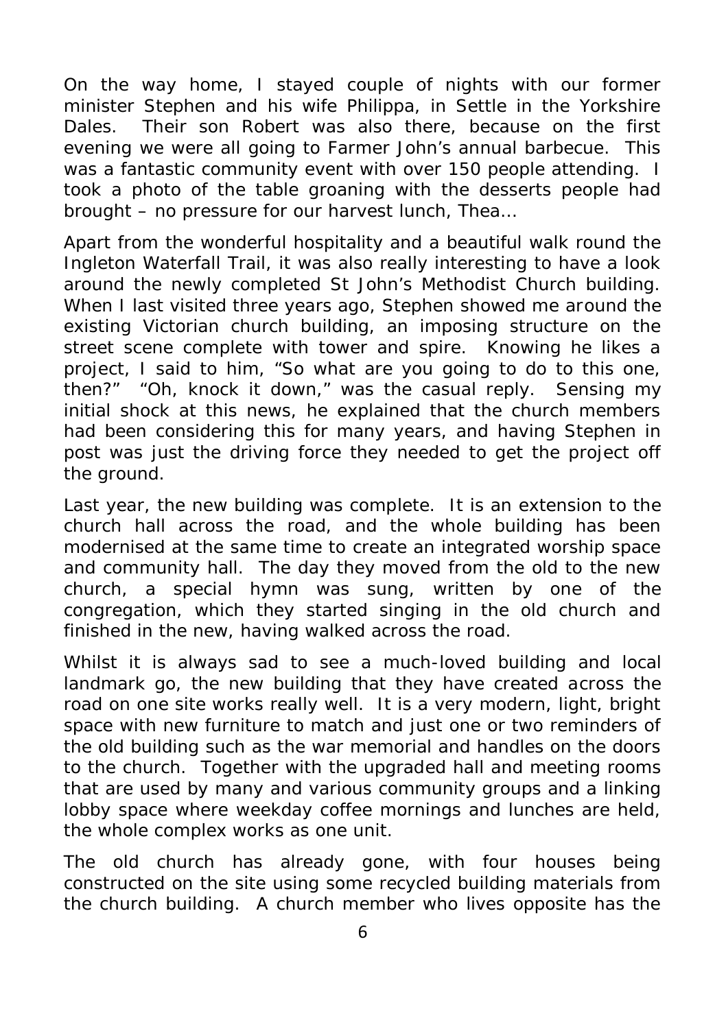On the way home, I stayed couple of nights with our former minister Stephen and his wife Philippa, in Settle in the Yorkshire Dales. Their son Robert was also there, because on the first evening we were all going to Farmer John's annual barbecue. This was a fantastic community event with over 150 people attending. I took a photo of the table groaning with the desserts people had brought – no pressure for our harvest lunch, Thea…

Apart from the wonderful hospitality and a beautiful walk round the Ingleton Waterfall Trail, it was also really interesting to have a look around the newly completed St John's Methodist Church building. When I last visited three years ago, Stephen showed me around the existing Victorian church building, an imposing structure on the street scene complete with tower and spire. Knowing he likes a project, I said to him, "So what are you going to do to this one, then?" "Oh, knock it down," was the casual reply. Sensing my initial shock at this news, he explained that the church members had been considering this for many years, and having Stephen in post was just the driving force they needed to get the project off the ground.

Last year, the new building was complete. It is an extension to the church hall across the road, and the whole building has been modernised at the same time to create an integrated worship space and community hall. The day they moved from the old to the new church, a special hymn was sung, written by one of the congregation, which they started singing in the old church and finished in the new, having walked across the road.

Whilst it is always sad to see a much-loved building and local landmark go, the new building that they have created across the road on one site works really well. It is a very modern, light, bright space with new furniture to match and just one or two reminders of the old building such as the war memorial and handles on the doors to the church. Together with the upgraded hall and meeting rooms that are used by many and various community groups and a linking lobby space where weekday coffee mornings and lunches are held, the whole complex works as one unit.

The old church has already gone, with four houses being constructed on the site using some recycled building materials from the church building. A church member who lives opposite has the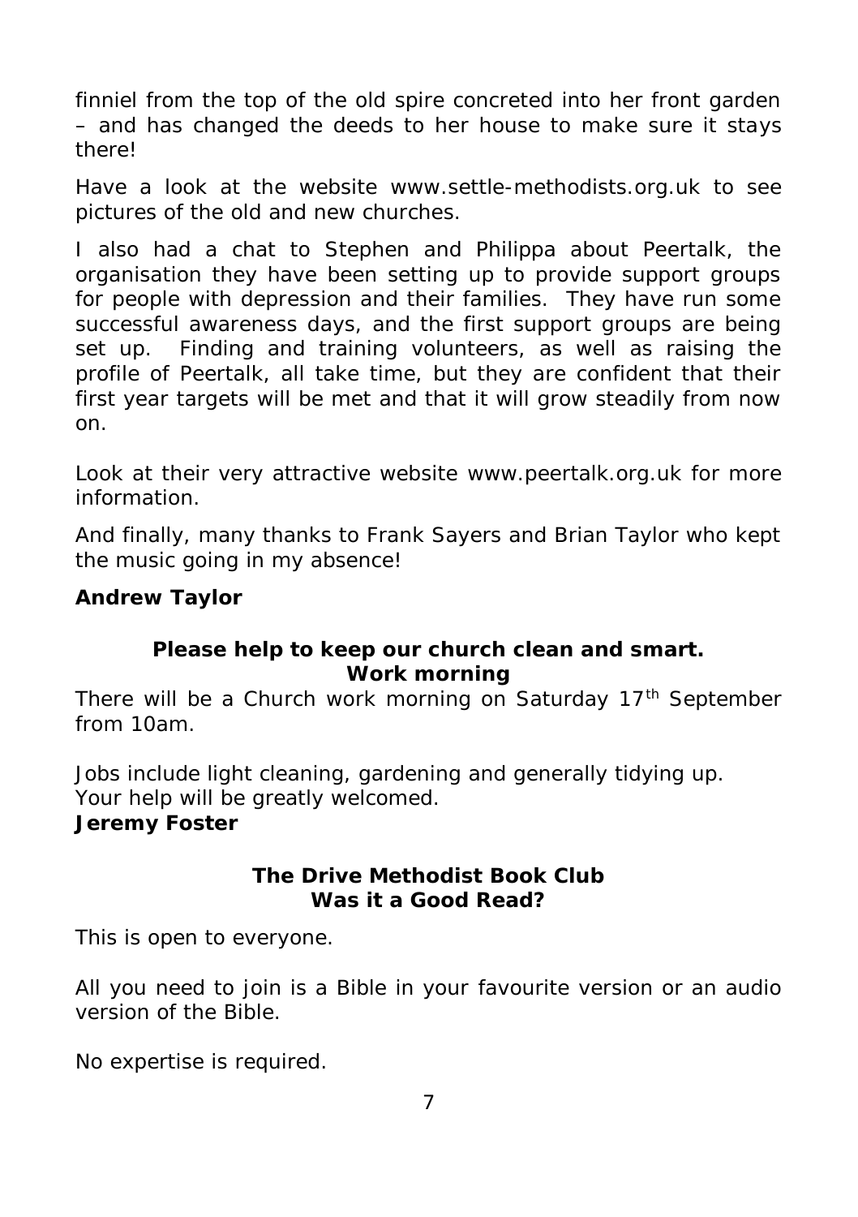finniel from the top of the old spire concreted into her front garden – and has changed the deeds to her house to make sure it stays there!

Have a look at the website www.settle-methodists.org.uk to see pictures of the old and new churches.

I also had a chat to Stephen and Philippa about Peertalk, the organisation they have been setting up to provide support groups for people with depression and their families. They have run some successful awareness days, and the first support groups are being set up. Finding and training volunteers, as well as raising the profile of Peertalk, all take time, but they are confident that their first year targets will be met and that it will grow steadily from now on.

Look at their very attractive website www.peertalk.org.uk for more information.

And finally, many thanks to Frank Sayers and Brian Taylor who kept the music going in my absence!

**Andrew Taylor**

### Please help to keep our church clean and smart.
### Work morning

There will be a Church work morning on Saturday 17th September from 10am.

Jobs include light cleaning, gardening and generally tidying up.
Your help will be greatly welcomed.

**Jeremy Foster**

### The Drive Methodist Book Club
### Was it a Good Read?

This is open to everyone.

All you need to join is a Bible in your favourite version or an audio version of the Bible.

No expertise is required.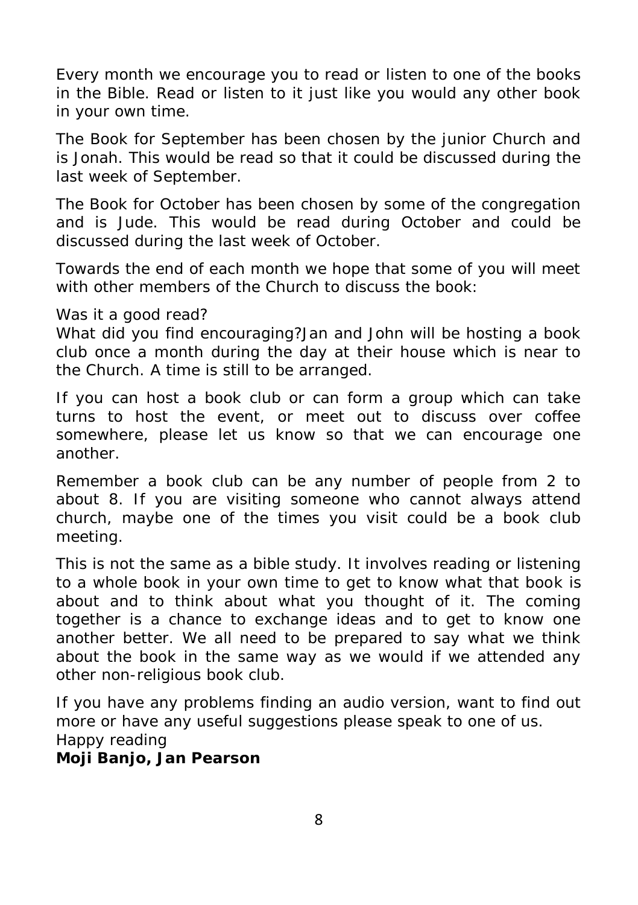Every month we encourage you to read or listen to one of the books in the Bible. Read or listen to it just like you would any other book in your own time.

The Book for September has been chosen by the junior Church and is Jonah. This would be read so that it could be discussed during the last week of September.

The Book for October has been chosen by some of the congregation and is Jude. This would be read during October and could be discussed during the last week of October.

Towards the end of each month we hope that some of you will meet with other members of the Church to discuss the book:

Was it a good read?
What did you find encouraging?Jan and John will be hosting a book club once a month during the day at their house which is near to the Church. A time is still to be arranged.

If you can host a book club or can form a group which can take turns to host the event, or meet out to discuss over coffee somewhere, please let us know so that we can encourage one another.

Remember a book club can be any number of people from 2 to about 8. If you are visiting someone who cannot always attend church, maybe one of the times you visit could be a book club meeting.

This is not the same as a bible study. It involves reading or listening to a whole book in your own time to get to know what that book is about and to think about what you thought of it. The coming together is a chance to exchange ideas and to get to know one another better. We all need to be prepared to say what we think about the book in the same way as we would if we attended any other non-religious book club.

If you have any problems finding an audio version, want to find out more or have any useful suggestions please speak to one of us.
Happy reading
**Moji Banjo, Jan Pearson**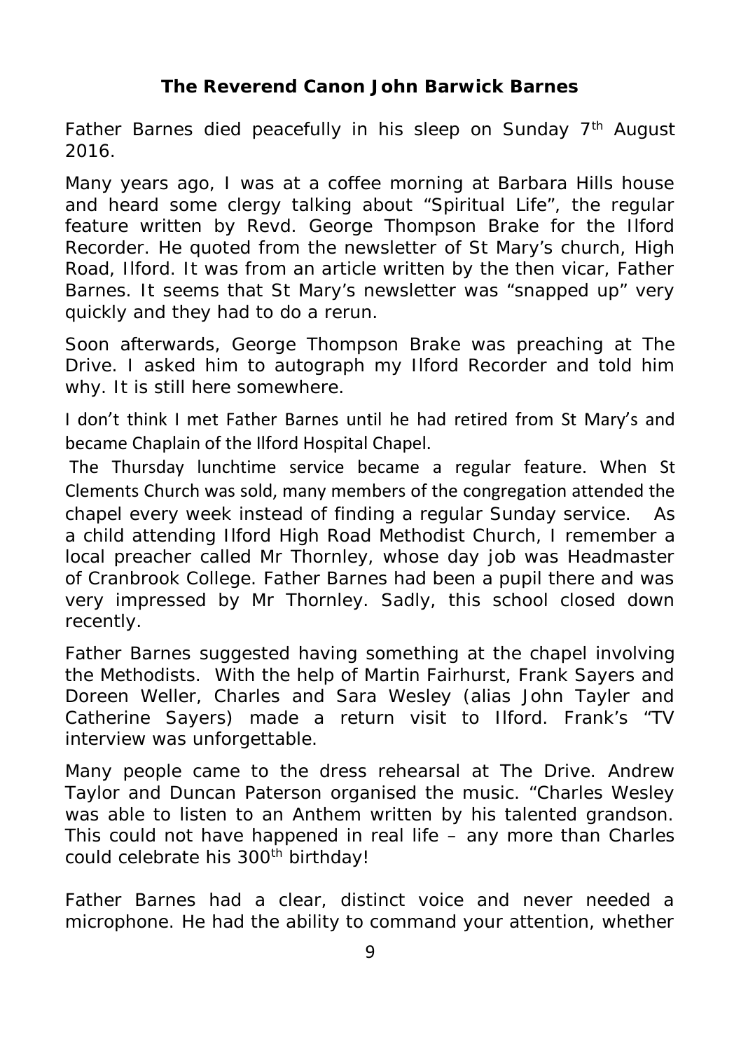**The Reverend Canon John Barwick Barnes**

Father Barnes died peacefully in his sleep on Sunday 7th August 2016.

Many years ago, I was at a coffee morning at Barbara Hills house and heard some clergy talking about "Spiritual Life", the regular feature written by Revd. George Thompson Brake for the Ilford Recorder. He quoted from the newsletter of St Mary's church, High Road, Ilford. It was from an article written by the then vicar, Father Barnes. It seems that St Mary's newsletter was "snapped up" very quickly and they had to do a rerun.

Soon afterwards, George Thompson Brake was preaching at The Drive. I asked him to autograph my Ilford Recorder and told him why. It is still here somewhere.

I don't think I met Father Barnes until he had retired from St Mary's and became Chaplain of the Ilford Hospital Chapel.

The Thursday lunchtime service became a regular feature. When St Clements Church was sold, many members of the congregation attended the chapel every week instead of finding a regular Sunday service. As a child attending Ilford High Road Methodist Church, I remember a local preacher called Mr Thornley, whose day job was Headmaster of Cranbrook College. Father Barnes had been a pupil there and was very impressed by Mr Thornley. Sadly, this school closed down recently.

Father Barnes suggested having something at the chapel involving the Methodists. With the help of Martin Fairhurst, Frank Sayers and Doreen Weller, Charles and Sara Wesley (alias John Tayler and Catherine Sayers) made a return visit to Ilford. Frank's "TV interview was unforgettable.

Many people came to the dress rehearsal at The Drive. Andrew Taylor and Duncan Paterson organised the music. "Charles Wesley was able to listen to an Anthem written by his talented grandson. This could not have happened in real life – any more than Charles could celebrate his 300th birthday!

Father Barnes had a clear, distinct voice and never needed a microphone. He had the ability to command your attention, whether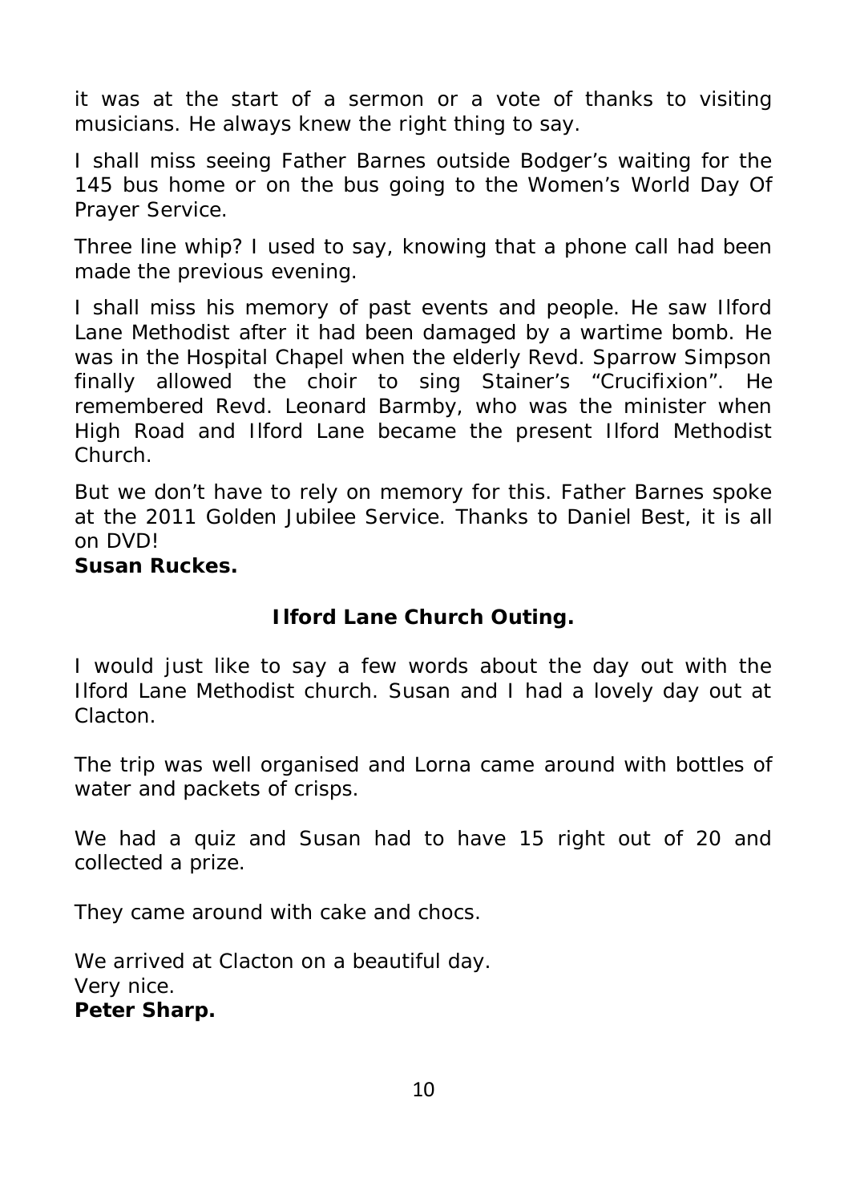it was at the start of a sermon or a vote of thanks to visiting musicians. He always knew the right thing to say.

I shall miss seeing Father Barnes outside Bodger's waiting for the 145 bus home or on the bus going to the Women's World Day Of Prayer Service.

Three line whip? I used to say, knowing that a phone call had been made the previous evening.

I shall miss his memory of past events and people. He saw Ilford Lane Methodist after it had been damaged by a wartime bomb. He was in the Hospital Chapel when the elderly Revd. Sparrow Simpson finally allowed the choir to sing Stainer's "Crucifixion". He remembered Revd. Leonard Barmby, who was the minister when High Road and Ilford Lane became the present Ilford Methodist Church.

But we don't have to rely on memory for this. Father Barnes spoke at the 2011 Golden Jubilee Service. Thanks to Daniel Best, it is all on DVD!

**Susan Ruckes.**

## Ilford Lane Church Outing.

I would just like to say a few words about the day out with the Ilford Lane Methodist church. Susan and I had a lovely day out at Clacton.

The trip was well organised and Lorna came around with bottles of water and packets of crisps.

We had a quiz and Susan had to have 15 right out of 20 and collected a prize.

They came around with cake and chocs.

We arrived at Clacton on a beautiful day.
Very nice.

**Peter Sharp.**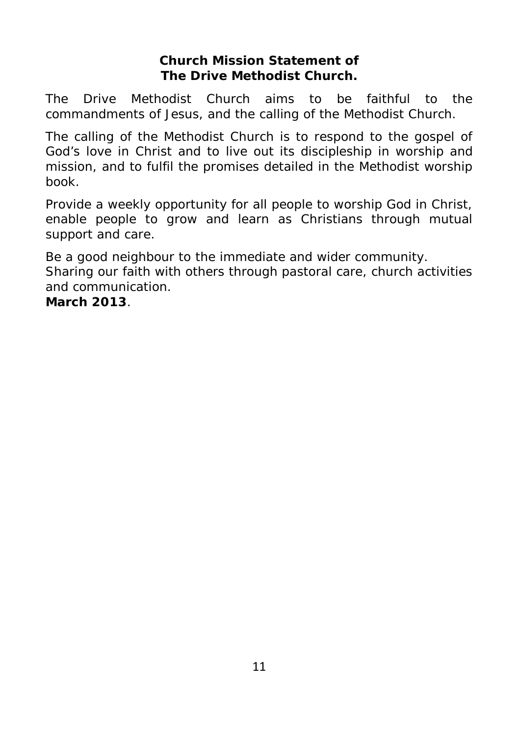**Church Mission Statement of**
**The Drive Methodist Church.**

The Drive Methodist Church aims to be faithful to the commandments of Jesus, and the calling of the Methodist Church.

The calling of the Methodist Church is to respond to the gospel of God's love in Christ and to live out its discipleship in worship and mission, and to fulfil the promises detailed in the Methodist worship book.

Provide a weekly opportunity for all people to worship God in Christ, enable people to grow and learn as Christians through mutual support and care.

Be a good neighbour to the immediate and wider community.
Sharing our faith with others through pastoral care, church activities and communication.
**March 2013**.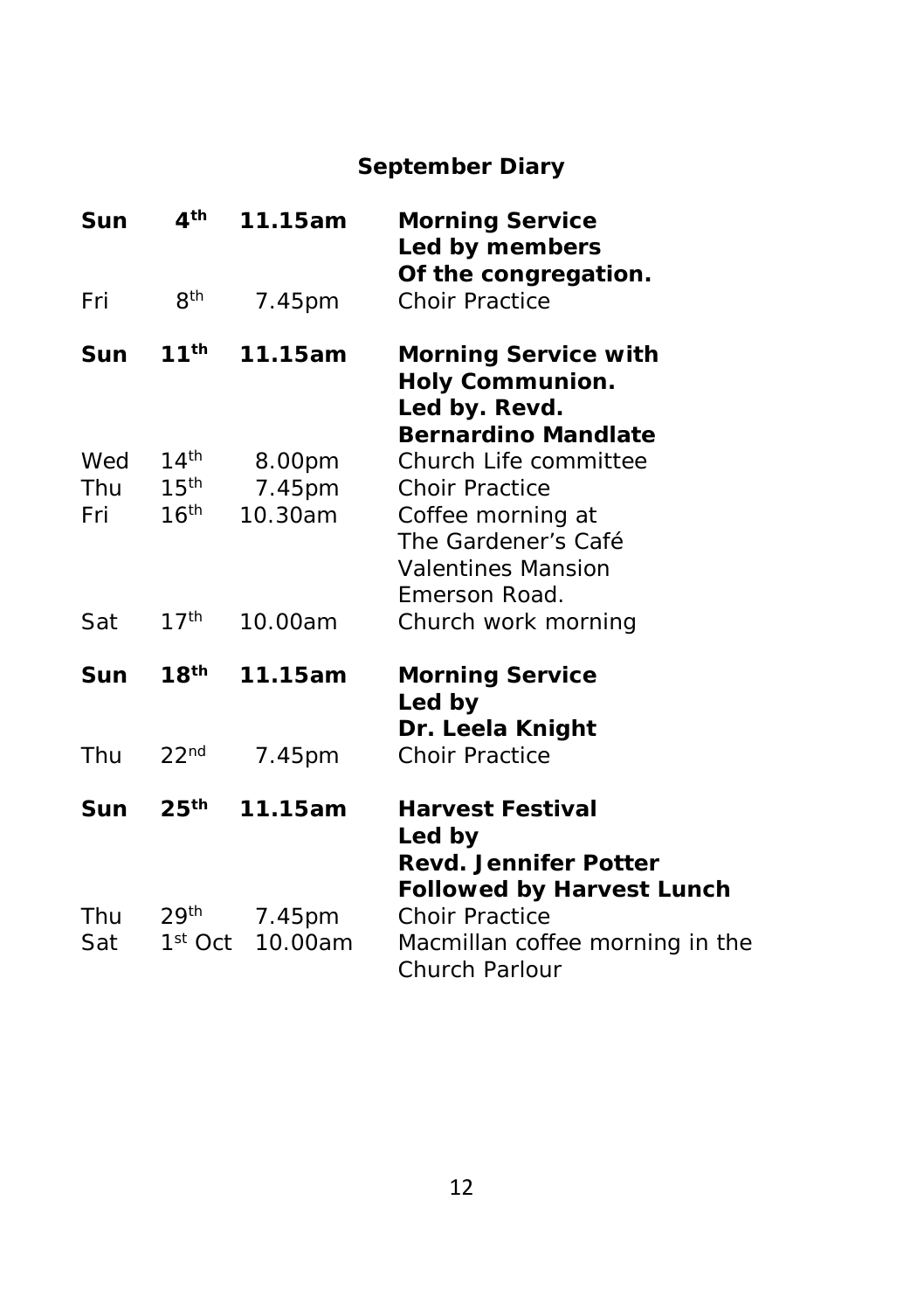## September Diary

| | | | |
|---|---|---|---|
| **Sun** | **4th** | **11.15am** | **Morning Service Led by members Of the congregation.** |
| Fri | 8th | 7.45pm | Choir Practice |
| **Sun** | **11th** | **11.15am** | **Morning Service with Holy Communion. Led by. Revd. Bernardino Mandlate** |
| Wed | 14th | 8.00pm | Church Life committee |
| Thu | 15th | 7.45pm | Choir Practice |
| Fri | 16th | 10.30am | Coffee morning at The Gardener's Café Valentines Mansion Emerson Road. |
| Sat | 17th | 10.00am | Church work morning |
| **Sun** | **18th** | **11.15am** | **Morning Service Led by Dr. Leela Knight** |
| Thu | 22nd | 7.45pm | Choir Practice |
| **Sun** | **25th** | **11.15am** | **Harvest Festival Led by Revd. Jennifer Potter Followed by Harvest Lunch** |
| Thu | 29th | 7.45pm | Choir Practice |
| Sat | 1st Oct | 10.00am | Macmillan coffee morning in the Church Parlour |